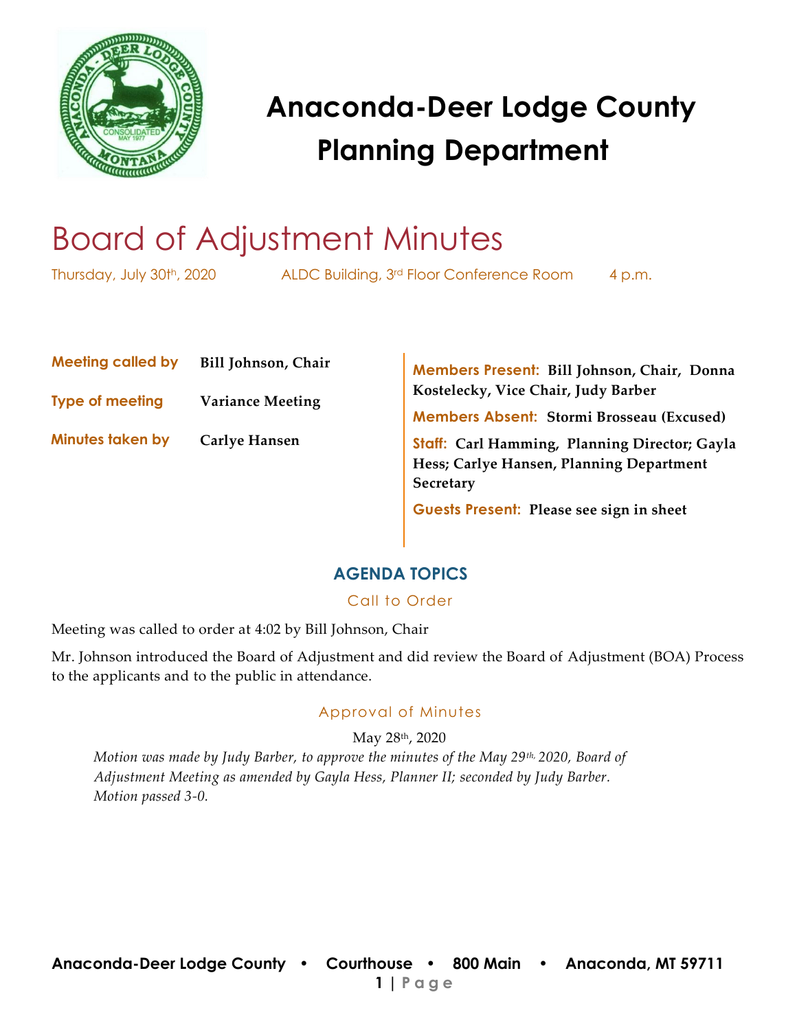# Anaconda-Deer Lodge County Planning Department

## Board of Adjustment Minutes

Thursday, July 30th, 2020 ALDC Building, 3rd Floor Conference Room 4 p.m.

**Meeting called by** Bill Johnson, Chair

**Type of meeting** Variance Meeting

**Minutes taken by** Carlye Hansen

**Members Present:** Bill Johnson, Chair, Donna Kostelecky, Vice Chair, Judy Barber

**Members Absent:** Stormi Brosseau (Excused)

**Staff:** Carl Hamming, Planning Director; Gayla Hess; Carlye Hansen, Planning Department Secretary

**Guests Present:** Please see sign in sheet

## AGENDA TOPICS

### Call to Order

Meeting was called to order at 4:02 by Bill Johnson, Chair

Mr. Johnson introduced the Board of Adjustment and did review the Board of Adjustment (BOA) Process to the applicants and to the public in attendance.

### Approval of Minutes

May 28th, 2020

*Motion was made by Judy Barber, to approve the minutes of the May 29th, 2020, Board of Adjustment Meeting as amended by Gayla Hess, Planner II; seconded by Judy Barber. Motion passed 3-0.*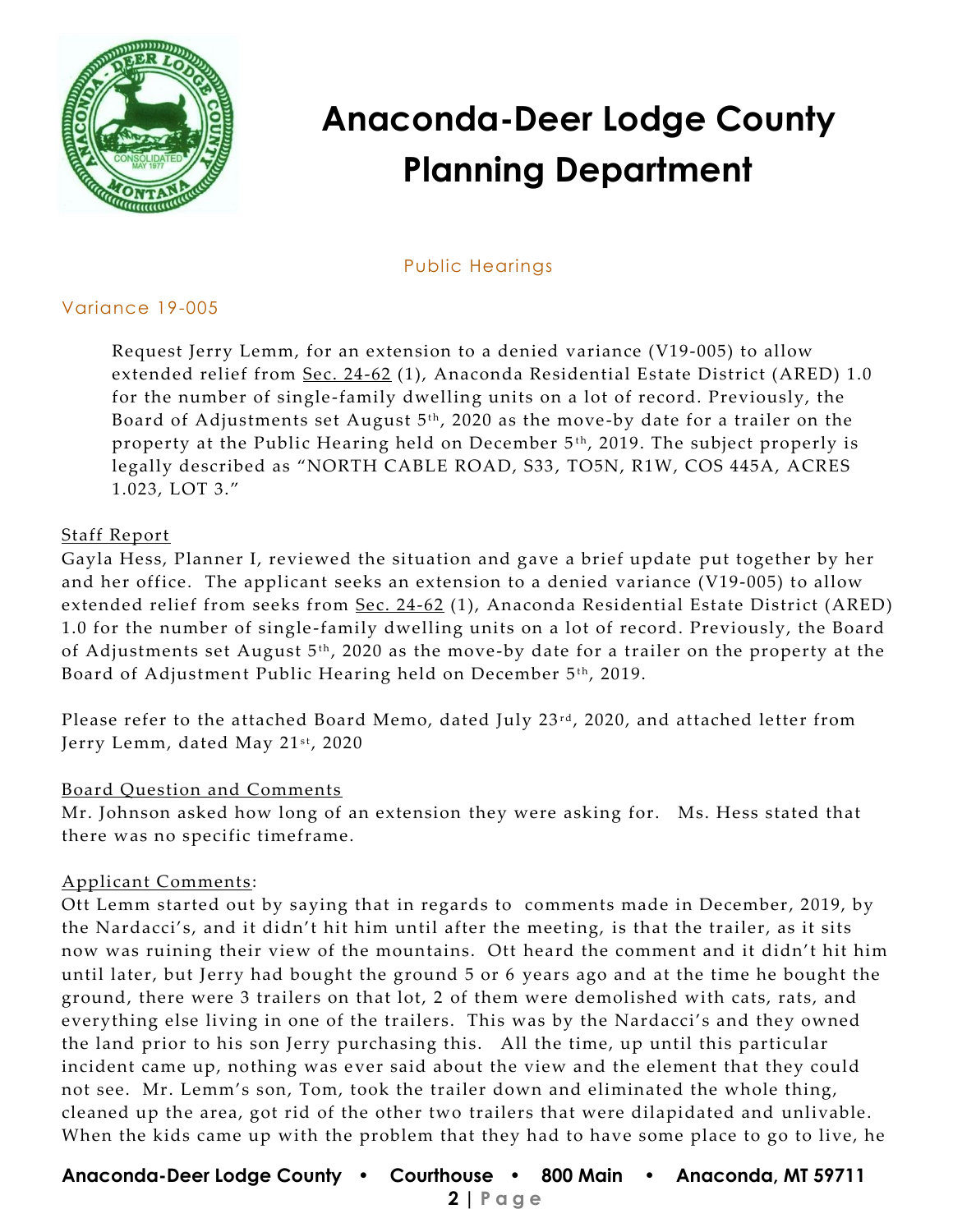# Anaconda-Deer Lodge County Planning Department

## Public Hearings

### Variance 19-005

Request Jerry Lemm, for an extension to a denied variance (V19-005) to allow extended relief from Sec. 24-62 (1), Anaconda Residential Estate District (ARED) 1.0 for the number of single-family dwelling units on a lot of record. Previously, the Board of Adjustments set August 5th, 2020 as the move-by date for a trailer on the property at the Public Hearing held on December 5th, 2019. The subject properly is legally described as "NORTH CABLE ROAD, S33, TO5N, R1W, COS 445A, ACRES 1.023, LOT 3."

Staff Report

Gayla Hess, Planner I, reviewed the situation and gave a brief update put together by her and her office. The applicant seeks an extension to a denied variance (V19-005) to allow extended relief from seeks from Sec. 24-62 (1), Anaconda Residential Estate District (ARED) 1.0 for the number of single-family dwelling units on a lot of record. Previously, the Board of Adjustments set August 5th, 2020 as the move-by date for a trailer on the property at the Board of Adjustment Public Hearing held on December 5th, 2019.

Please refer to the attached Board Memo, dated July 23rd, 2020, and attached letter from Jerry Lemm, dated May 21st, 2020

Board Question and Comments

Mr. Johnson asked how long of an extension they were asking for. Ms. Hess stated that there was no specific timeframe.

Applicant Comments:

Ott Lemm started out by saying that in regards to comments made in December, 2019, by the Nardacci's, and it didn't hit him until after the meeting, is that the trailer, as it sits now was ruining their view of the mountains. Ott heard the comment and it didn't hit him until later, but Jerry had bought the ground 5 or 6 years ago and at the time he bought the ground, there were 3 trailers on that lot, 2 of them were demolished with cats, rats, and everything else living in one of the trailers. This was by the Nardacci's and they owned the land prior to his son Jerry purchasing this. All the time, up until this particular incident came up, nothing was ever said about the view and the element that they could not see. Mr. Lemm's son, Tom, took the trailer down and eliminated the whole thing, cleaned up the area, got rid of the other two trailers that were dilapidated and unlivable. When the kids came up with the problem that they had to have some place to go to live, he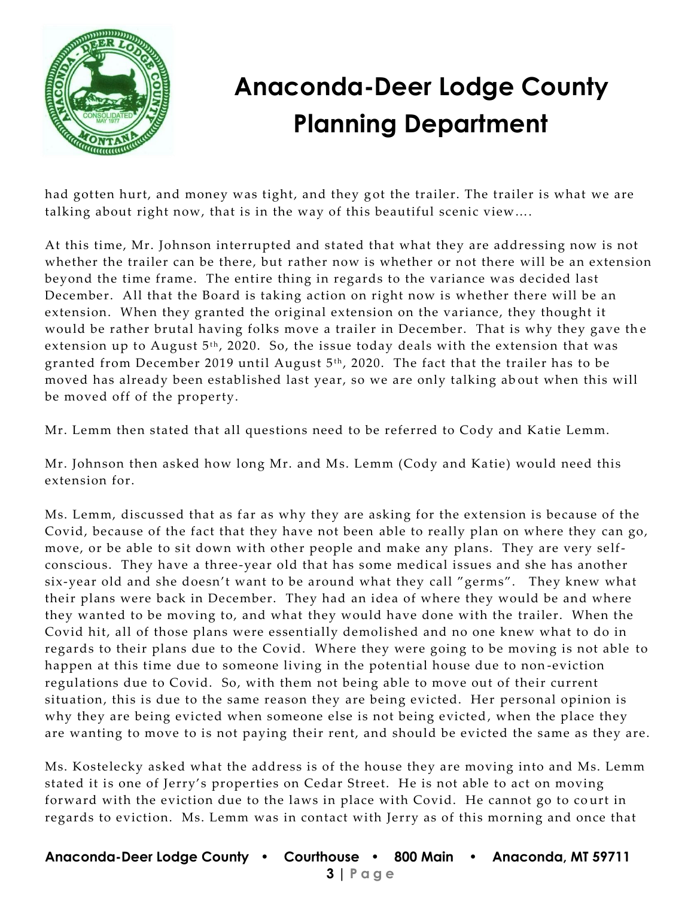had gotten hurt, and money was tight, and they got the trailer. The trailer is what we are talking about right now, that is in the way of this beautiful scenic view….

At this time, Mr. Johnson interrupted and stated that what they are addressing now is not whether the trailer can be there, but rather now is whether or not there will be an extension beyond the time frame. The entire thing in regards to the variance was decided last December. All that the Board is taking action on right now is whether there will be an extension. When they granted the original extension on the variance, they thought it would be rather brutal having folks move a trailer in December. That is why they gave the extension up to August 5th, 2020. So, the issue today deals with the extension that was granted from December 2019 until August 5th, 2020. The fact that the trailer has to be moved has already been established last year, so we are only talking about when this will be moved off of the property.

Mr. Lemm then stated that all questions need to be referred to Cody and Katie Lemm.

Mr. Johnson then asked how long Mr. and Ms. Lemm (Cody and Katie) would need this extension for.

Ms. Lemm, discussed that as far as why they are asking for the extension is because of the Covid, because of the fact that they have not been able to really plan on where they can go, move, or be able to sit down with other people and make any plans. They are very self-conscious. They have a three-year old that has some medical issues and she has another six-year old and she doesn't want to be around what they call "germs". They knew what their plans were back in December. They had an idea of where they would be and where they wanted to be moving to, and what they would have done with the trailer. When the Covid hit, all of those plans were essentially demolished and no one knew what to do in regards to their plans due to the Covid. Where they were going to be moving is not able to happen at this time due to someone living in the potential house due to non-eviction regulations due to Covid. So, with them not being able to move out of their current situation, this is due to the same reason they are being evicted. Her personal opinion is why they are being evicted when someone else is not being evicted, when the place they are wanting to move to is not paying their rent, and should be evicted the same as they are.

Ms. Kostelecky asked what the address is of the house they are moving into and Ms. Lemm stated it is one of Jerry's properties on Cedar Street. He is not able to act on moving forward with the eviction due to the laws in place with Covid. He cannot go to court in regards to eviction. Ms. Lemm was in contact with Jerry as of this morning and once that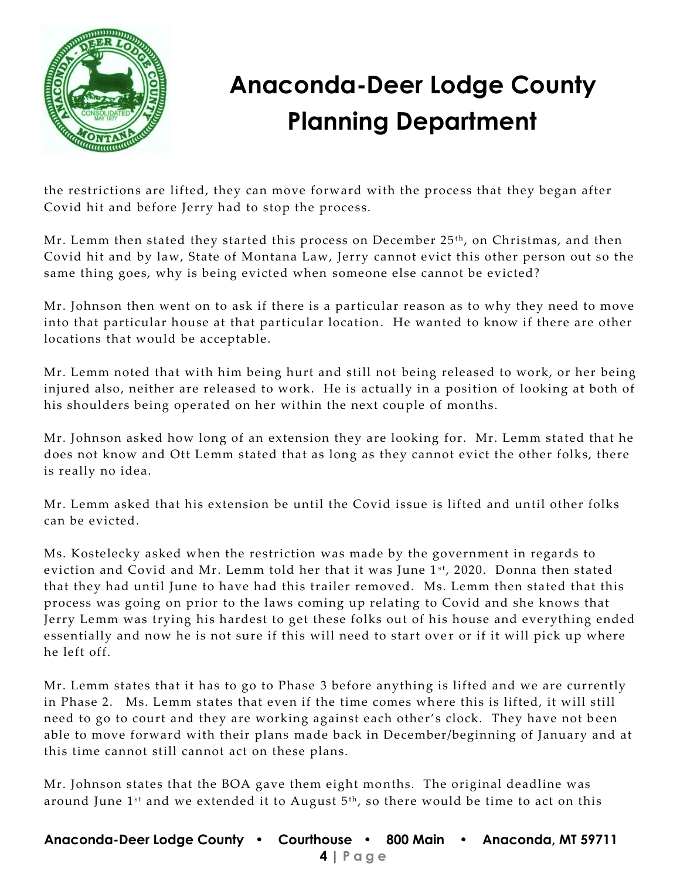the restrictions are lifted, they can move forward with the process that they began after Covid hit and before Jerry had to stop the process.

Mr. Lemm then stated they started this process on December 25th, on Christmas, and then Covid hit and by law, State of Montana Law, Jerry cannot evict this other person out so the same thing goes, why is being evicted when someone else cannot be evicted?

Mr. Johnson then went on to ask if there is a particular reason as to why they need to move into that particular house at that particular location. He wanted to know if there are other locations that would be acceptable.

Mr. Lemm noted that with him being hurt and still not being released to work, or her being injured also, neither are released to work. He is actually in a position of looking at both of his shoulders being operated on her within the next couple of months.

Mr. Johnson asked how long of an extension they are looking for. Mr. Lemm stated that he does not know and Ott Lemm stated that as long as they cannot evict the other folks, there is really no idea.

Mr. Lemm asked that his extension be until the Covid issue is lifted and until other folks can be evicted.

Ms. Kostelecky asked when the restriction was made by the government in regards to eviction and Covid and Mr. Lemm told her that it was June 1st, 2020. Donna then stated that they had until June to have had this trailer removed. Ms. Lemm then stated that this process was going on prior to the laws coming up relating to Covid and she knows that Jerry Lemm was trying his hardest to get these folks out of his house and everything ended essentially and now he is not sure if this will need to start over or if it will pick up where he left off.

Mr. Lemm states that it has to go to Phase 3 before anything is lifted and we are currently in Phase 2. Ms. Lemm states that even if the time comes where this is lifted, it will still need to go to court and they are working against each other's clock. They have not been able to move forward with their plans made back in December/beginning of January and at this time cannot still cannot act on these plans.

Mr. Johnson states that the BOA gave them eight months. The original deadline was around June 1st and we extended it to August 5th, so there would be time to act on this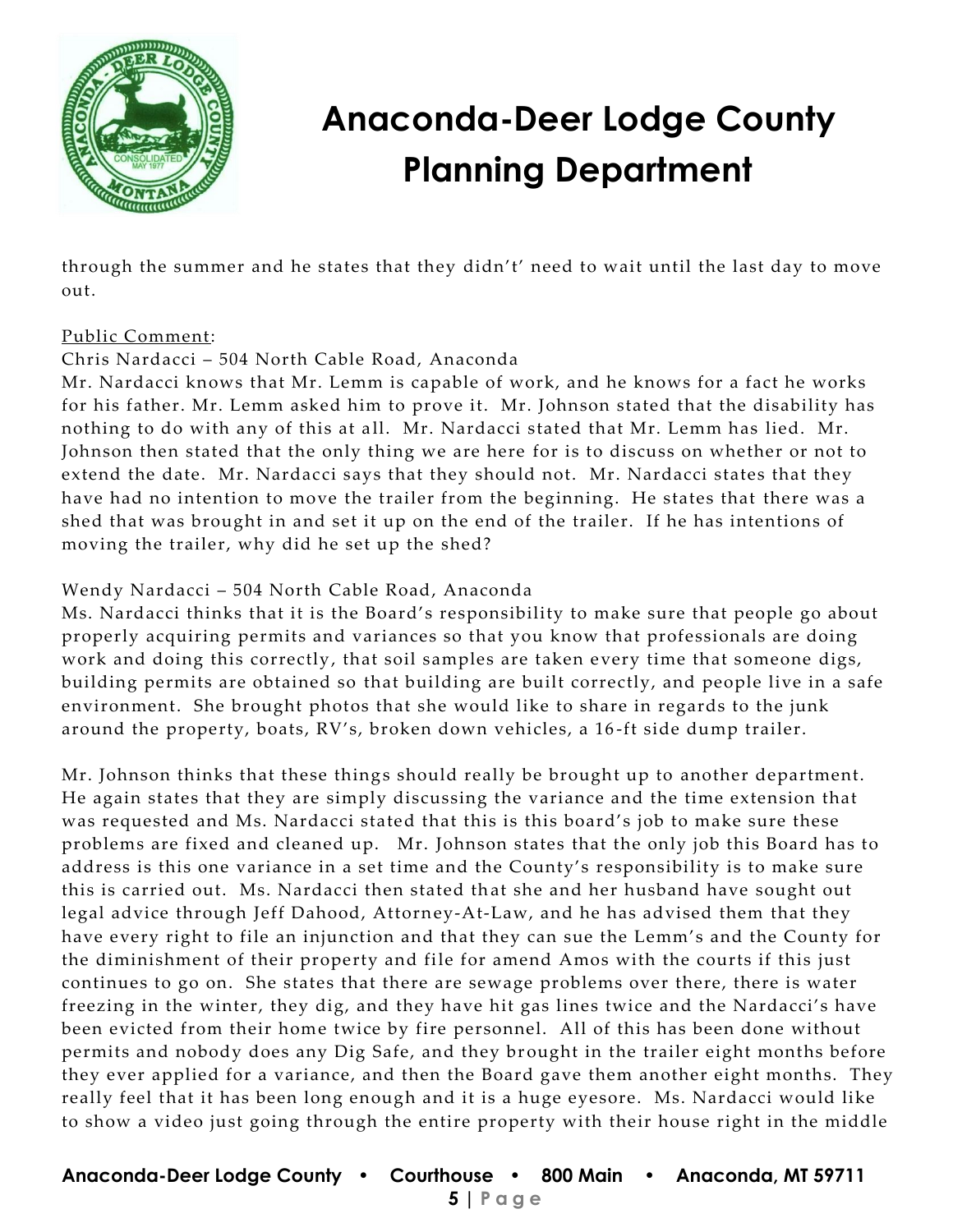through the summer and he states that they didn't' need to wait until the last day to move out.

Public Comment:

Chris Nardacci – 504 North Cable Road, Anaconda

Mr. Nardacci knows that Mr. Lemm is capable of work, and he knows for a fact he works for his father. Mr. Lemm asked him to prove it. Mr. Johnson stated that the disability has nothing to do with any of this at all. Mr. Nardacci stated that Mr. Lemm has lied. Mr. Johnson then stated that the only thing we are here for is to discuss on whether or not to extend the date. Mr. Nardacci says that they should not. Mr. Nardacci states that they have had no intention to move the trailer from the beginning. He states that there was a shed that was brought in and set it up on the end of the trailer. If he has intentions of moving the trailer, why did he set up the shed?

Wendy Nardacci – 504 North Cable Road, Anaconda

Ms. Nardacci thinks that it is the Board's responsibility to make sure that people go about properly acquiring permits and variances so that you know that professionals are doing work and doing this correctly, that soil samples are taken every time that someone digs, building permits are obtained so that building are built correctly, and people live in a safe environment. She brought photos that she would like to share in regards to the junk around the property, boats, RV's, broken down vehicles, a 16-ft side dump trailer.

Mr. Johnson thinks that these things should really be brought up to another department. He again states that they are simply discussing the variance and the time extension that was requested and Ms. Nardacci stated that this is this board's job to make sure these problems are fixed and cleaned up. Mr. Johnson states that the only job this Board has to address is this one variance in a set time and the County's responsibility is to make sure this is carried out. Ms. Nardacci then stated that she and her husband have sought out legal advice through Jeff Dahood, Attorney-At-Law, and he has advised them that they have every right to file an injunction and that they can sue the Lemm's and the County for the diminishment of their property and file for amend Amos with the courts if this just continues to go on. She states that there are sewage problems over there, there is water freezing in the winter, they dig, and they have hit gas lines twice and the Nardacci's have been evicted from their home twice by fire personnel. All of this has been done without permits and nobody does any Dig Safe, and they brought in the trailer eight months before they ever applied for a variance, and then the Board gave them another eight months. They really feel that it has been long enough and it is a huge eyesore. Ms. Nardacci would like to show a video just going through the entire property with their house right in the middle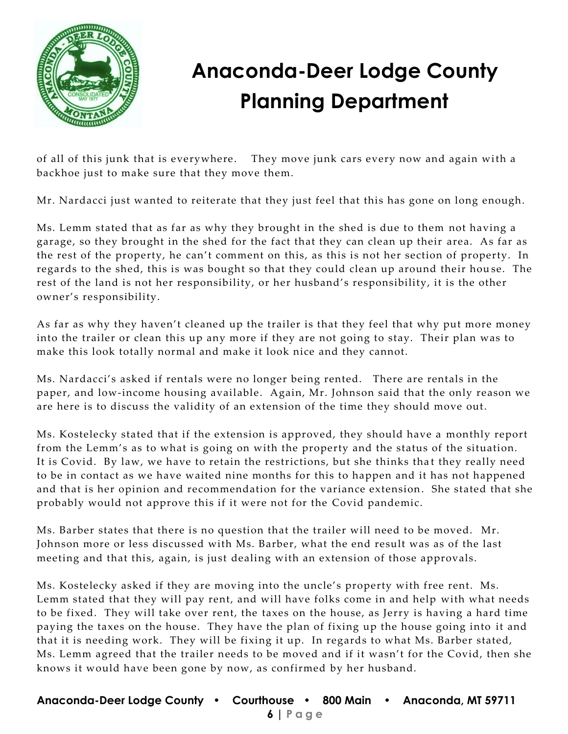of all of this junk that is everywhere. They move junk cars every now and again with a backhoe just to make sure that they move them.

Mr. Nardacci just wanted to reiterate that they just feel that this has gone on long enough.

Ms. Lemm stated that as far as why they brought in the shed is due to them not having a garage, so they brought in the shed for the fact that they can clean up their area. As far as the rest of the property, he can't comment on this, as this is not her section of property. In regards to the shed, this is was bought so that they could clean up around their house. The rest of the land is not her responsibility, or her husband's responsibility, it is the other owner's responsibility.

As far as why they haven't cleaned up the trailer is that they feel that why put more money into the trailer or clean this up any more if they are not going to stay. Their plan was to make this look totally normal and make it look nice and they cannot.

Ms. Nardacci's asked if rentals were no longer being rented. There are rentals in the paper, and low-income housing available. Again, Mr. Johnson said that the only reason we are here is to discuss the validity of an extension of the time they should move out.

Ms. Kostelecky stated that if the extension is approved, they should have a monthly report from the Lemm's as to what is going on with the property and the status of the situation. It is Covid. By law, we have to retain the restrictions, but she thinks that they really need to be in contact as we have waited nine months for this to happen and it has not happened and that is her opinion and recommendation for the variance extension. She stated that she probably would not approve this if it were not for the Covid pandemic.

Ms. Barber states that there is no question that the trailer will need to be moved. Mr. Johnson more or less discussed with Ms. Barber, what the end result was as of the last meeting and that this, again, is just dealing with an extension of those approvals.

Ms. Kostelecky asked if they are moving into the uncle's property with free rent. Ms. Lemm stated that they will pay rent, and will have folks come in and help with what needs to be fixed. They will take over rent, the taxes on the house, as Jerry is having a hard time paying the taxes on the house. They have the plan of fixing up the house going into it and that it is needing work. They will be fixing it up. In regards to what Ms. Barber stated, Ms. Lemm agreed that the trailer needs to be moved and if it wasn't for the Covid, then she knows it would have been gone by now, as confirmed by her husband.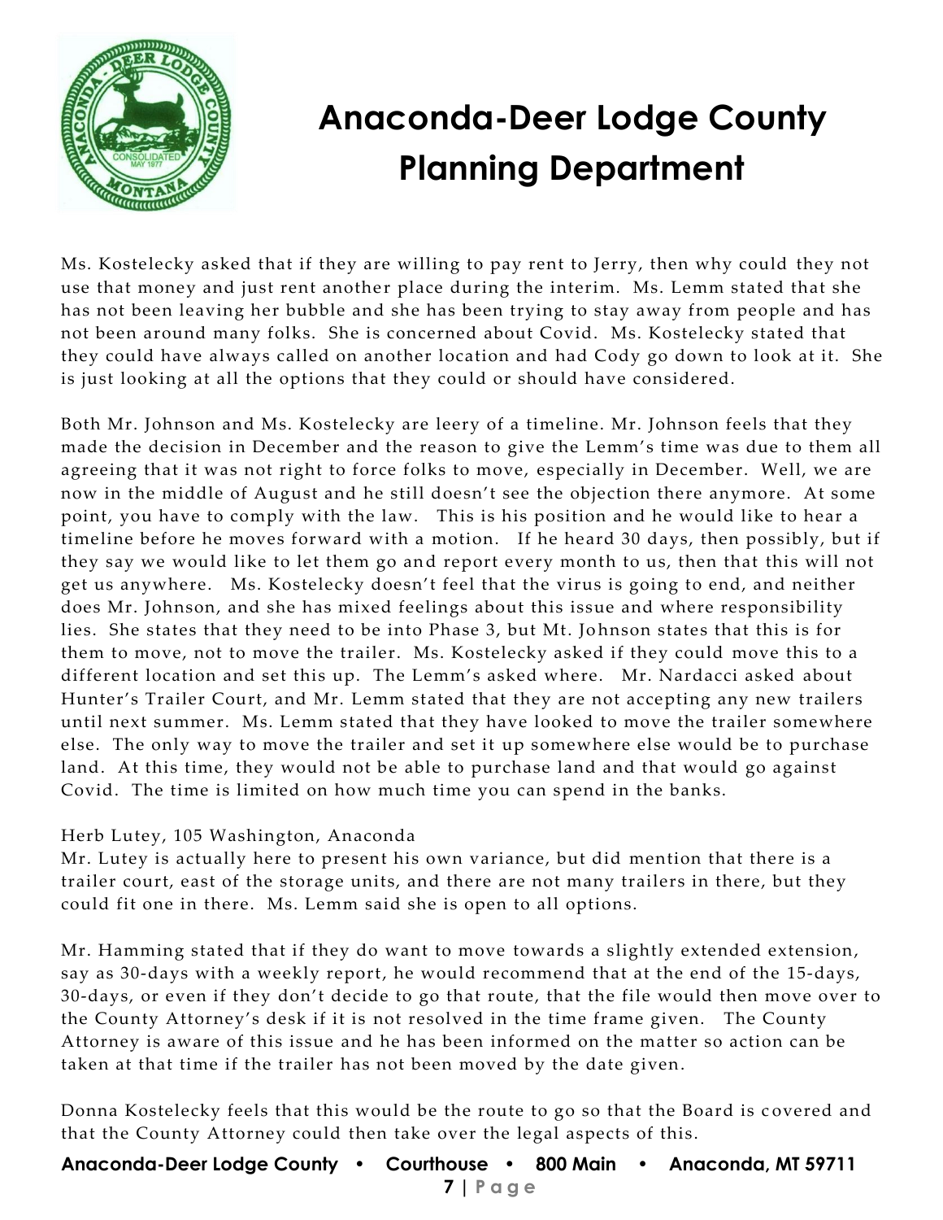Ms. Kostelecky asked that if they are willing to pay rent to Jerry, then why could they not use that money and just rent another place during the interim. Ms. Lemm stated that she has not been leaving her bubble and she has been trying to stay away from people and has not been around many folks. She is concerned about Covid. Ms. Kostelecky stated that they could have always called on another location and had Cody go down to look at it. She is just looking at all the options that they could or should have considered.

Both Mr. Johnson and Ms. Kostelecky are leery of a timeline. Mr. Johnson feels that they made the decision in December and the reason to give the Lemm's time was due to them all agreeing that it was not right to force folks to move, especially in December. Well, we are now in the middle of August and he still doesn't see the objection there anymore. At some point, you have to comply with the law. This is his position and he would like to hear a timeline before he moves forward with a motion. If he heard 30 days, then possibly, but if they say we would like to let them go and report every month to us, then that this will not get us anywhere. Ms. Kostelecky doesn't feel that the virus is going to end, and neither does Mr. Johnson, and she has mixed feelings about this issue and where responsibility lies. She states that they need to be into Phase 3, but Mt. Johnson states that this is for them to move, not to move the trailer. Ms. Kostelecky asked if they could move this to a different location and set this up. The Lemm's asked where. Mr. Nardacci asked about Hunter's Trailer Court, and Mr. Lemm stated that they are not accepting any new trailers until next summer. Ms. Lemm stated that they have looked to move the trailer somewhere else. The only way to move the trailer and set it up somewhere else would be to purchase land. At this time, they would not be able to purchase land and that would go against Covid. The time is limited on how much time you can spend in the banks.

Herb Lutey, 105 Washington, Anaconda
Mr. Lutey is actually here to present his own variance, but did mention that there is a trailer court, east of the storage units, and there are not many trailers in there, but they could fit one in there. Ms. Lemm said she is open to all options.

Mr. Hamming stated that if they do want to move towards a slightly extended extension, say as 30-days with a weekly report, he would recommend that at the end of the 15-days, 30-days, or even if they don't decide to go that route, that the file would then move over to the County Attorney's desk if it is not resolved in the time frame given. The County Attorney is aware of this issue and he has been informed on the matter so action can be taken at that time if the trailer has not been moved by the date given.

Donna Kostelecky feels that this would be the route to go so that the Board is covered and that the County Attorney could then take over the legal aspects of this.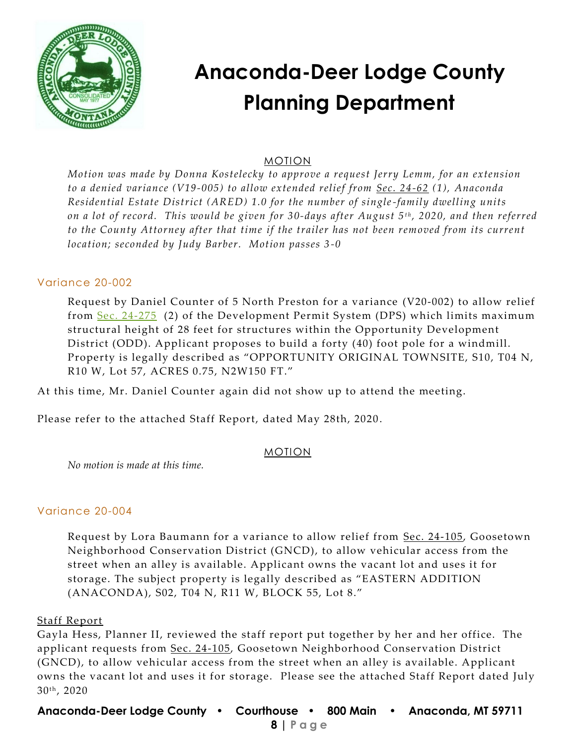# Anaconda-Deer Lodge County Planning Department

<u>MOTION</u>

*Motion was made by Donna Kostelecky to approve a request Jerry Lemm, for an extension to a denied variance (V19-005) to allow extended relief from <u>Sec. 24-62</u> (1), Anaconda Residential Estate District (ARED) 1.0 for the number of single-family dwelling units on a lot of record. This would be given for 30-days after August 5th, 2020, and then referred to the County Attorney after that time if the trailer has not been removed from its current location; seconded by Judy Barber. Motion passes 3-0*

## Variance 20-002

Request by Daniel Counter of 5 North Preston for a variance (V20-002) to allow relief from Sec. 24-275 (2) of the Development Permit System (DPS) which limits maximum structural height of 28 feet for structures within the Opportunity Development District (ODD). Applicant proposes to build a forty (40) foot pole for a windmill. Property is legally described as "OPPORTUNITY ORIGINAL TOWNSITE, S10, T04 N, R10 W, Lot 57, ACRES 0.75, N2W150 FT."

At this time, Mr. Daniel Counter again did not show up to attend the meeting.

Please refer to the attached Staff Report, dated May 28th, 2020.

<u>MOTION</u>

*No motion is made at this time.*

## Variance 20-004

Request by Lora Baumann for a variance to allow relief from <u>Sec. 24-105</u>, Goosetown Neighborhood Conservation District (GNCD), to allow vehicular access from the street when an alley is available. Applicant owns the vacant lot and uses it for storage. The subject property is legally described as "EASTERN ADDITION (ANACONDA), S02, T04 N, R11 W, BLOCK 55, Lot 8."

<u>Staff Report</u>

Gayla Hess, Planner II, reviewed the staff report put together by her and her office. The applicant requests from <u>Sec. 24-105</u>, Goosetown Neighborhood Conservation District (GNCD), to allow vehicular access from the street when an alley is available. Applicant owns the vacant lot and uses it for storage. Please see the attached Staff Report dated July 30th, 2020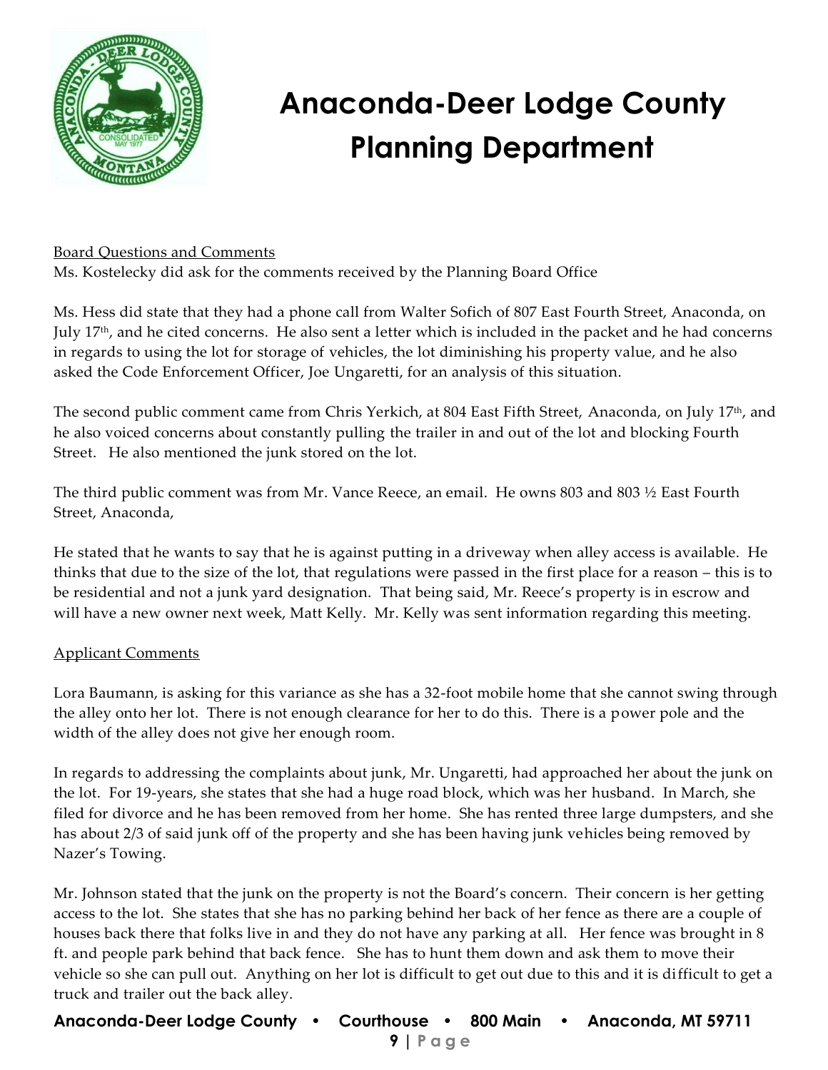# Anaconda-Deer Lodge County Planning Department

<u>Board Questions and Comments</u>

Ms. Kostelecky did ask for the comments received by the Planning Board Office

Ms. Hess did state that they had a phone call from Walter Sofich of 807 East Fourth Street, Anaconda, on July 17th, and he cited concerns. He also sent a letter which is included in the packet and he had concerns in regards to using the lot for storage of vehicles, the lot diminishing his property value, and he also asked the Code Enforcement Officer, Joe Ungaretti, for an analysis of this situation.

The second public comment came from Chris Yerkich, at 804 East Fifth Street, Anaconda, on July 17th, and he also voiced concerns about constantly pulling the trailer in and out of the lot and blocking Fourth Street. He also mentioned the junk stored on the lot.

The third public comment was from Mr. Vance Reece, an email. He owns 803 and 803 ½ East Fourth Street, Anaconda,

He stated that he wants to say that he is against putting in a driveway when alley access is available. He thinks that due to the size of the lot, that regulations were passed in the first place for a reason – this is to be residential and not a junk yard designation. That being said, Mr. Reece's property is in escrow and will have a new owner next week, Matt Kelly. Mr. Kelly was sent information regarding this meeting.

<u>Applicant Comments</u>

Lora Baumann, is asking for this variance as she has a 32-foot mobile home that she cannot swing through the alley onto her lot. There is not enough clearance for her to do this. There is a power pole and the width of the alley does not give her enough room.

In regards to addressing the complaints about junk, Mr. Ungaretti, had approached her about the junk on the lot. For 19-years, she states that she had a huge road block, which was her husband. In March, she filed for divorce and he has been removed from her home. She has rented three large dumpsters, and she has about 2/3 of said junk off of the property and she has been having junk vehicles being removed by Nazer's Towing.

Mr. Johnson stated that the junk on the property is not the Board's concern. Their concern is her getting access to the lot. She states that she has no parking behind her back of her fence as there are a couple of houses back there that folks live in and they do not have any parking at all. Her fence was brought in 8 ft. and people park behind that back fence. She has to hunt them down and ask them to move their vehicle so she can pull out. Anything on her lot is difficult to get out due to this and it is difficult to get a truck and trailer out the back alley.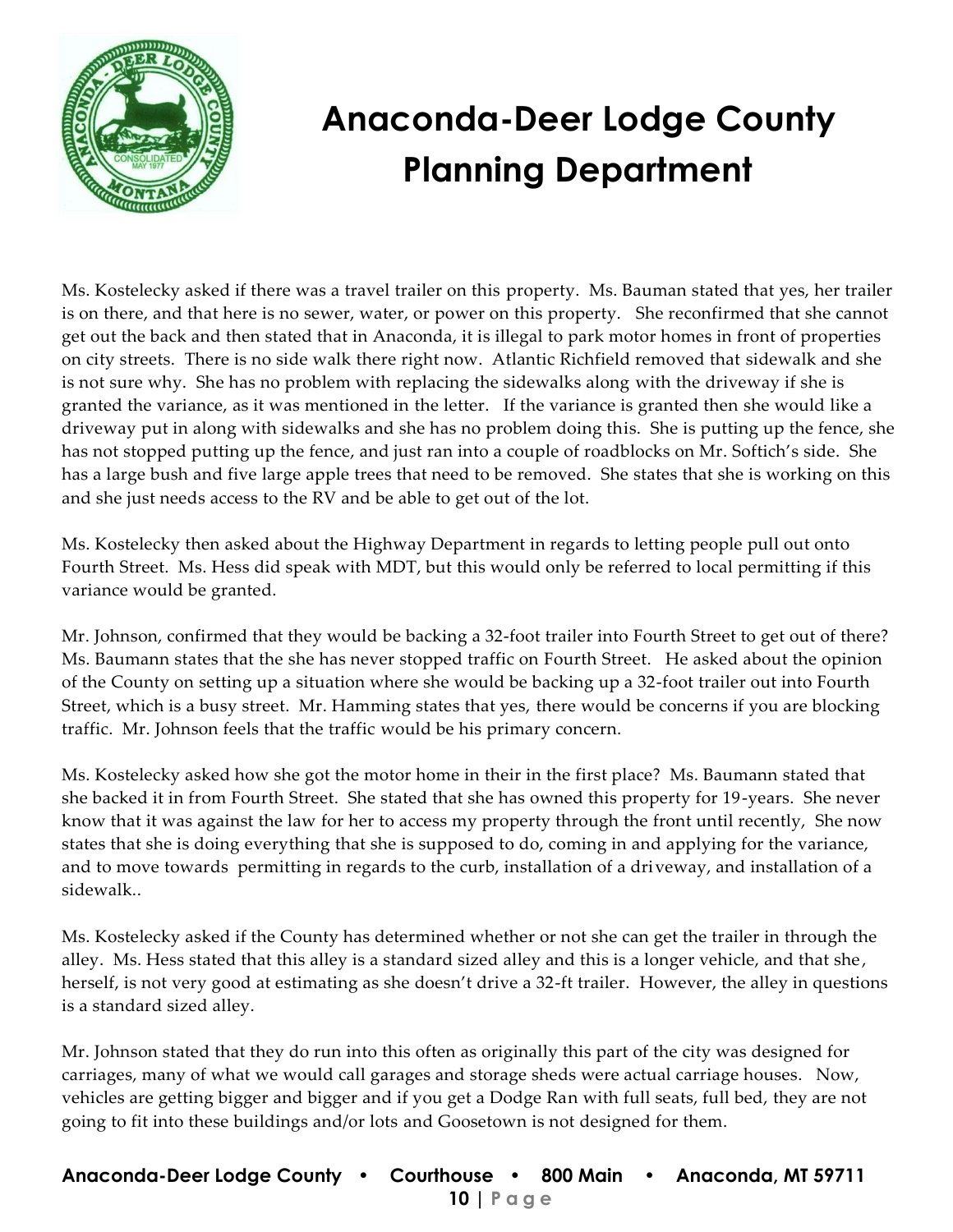# Anaconda-Deer Lodge County Planning Department

Ms. Kostelecky asked if there was a travel trailer on this property. Ms. Bauman stated that yes, her trailer is on there, and that here is no sewer, water, or power on this property. She reconfirmed that she cannot get out the back and then stated that in Anaconda, it is illegal to park motor homes in front of properties on city streets. There is no side walk there right now. Atlantic Richfield removed that sidewalk and she is not sure why. She has no problem with replacing the sidewalks along with the driveway if she is granted the variance, as it was mentioned in the letter. If the variance is granted then she would like a driveway put in along with sidewalks and she has no problem doing this. She is putting up the fence, she has not stopped putting up the fence, and just ran into a couple of roadblocks on Mr. Softich's side. She has a large bush and five large apple trees that need to be removed. She states that she is working on this and she just needs access to the RV and be able to get out of the lot.

Ms. Kostelecky then asked about the Highway Department in regards to letting people pull out onto Fourth Street. Ms. Hess did speak with MDT, but this would only be referred to local permitting if this variance would be granted.

Mr. Johnson, confirmed that they would be backing a 32-foot trailer into Fourth Street to get out of there? Ms. Baumann states that the she has never stopped traffic on Fourth Street. He asked about the opinion of the County on setting up a situation where she would be backing up a 32-foot trailer out into Fourth Street, which is a busy street. Mr. Hamming states that yes, there would be concerns if you are blocking traffic. Mr. Johnson feels that the traffic would be his primary concern.

Ms. Kostelecky asked how she got the motor home in their in the first place? Ms. Baumann stated that she backed it in from Fourth Street. She stated that she has owned this property for 19-years. She never know that it was against the law for her to access my property through the front until recently, She now states that she is doing everything that she is supposed to do, coming in and applying for the variance, and to move towards permitting in regards to the curb, installation of a driveway, and installation of a sidewalk..

Ms. Kostelecky asked if the County has determined whether or not she can get the trailer in through the alley. Ms. Hess stated that this alley is a standard sized alley and this is a longer vehicle, and that she, herself, is not very good at estimating as she doesn't drive a 32-ft trailer. However, the alley in questions is a standard sized alley.

Mr. Johnson stated that they do run into this often as originally this part of the city was designed for carriages, many of what we would call garages and storage sheds were actual carriage houses. Now, vehicles are getting bigger and bigger and if you get a Dodge Ran with full seats, full bed, they are not going to fit into these buildings and/or lots and Goosetown is not designed for them.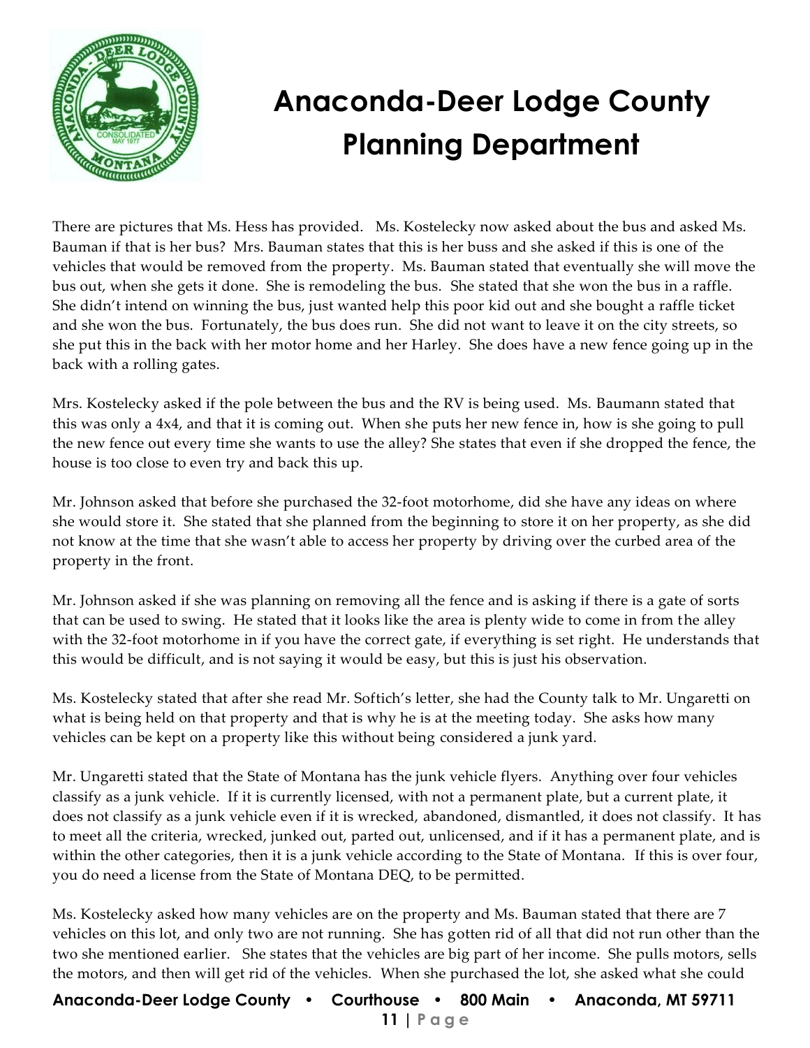There are pictures that Ms. Hess has provided. Ms. Kostelecky now asked about the bus and asked Ms. Bauman if that is her bus? Mrs. Bauman states that this is her buss and she asked if this is one of the vehicles that would be removed from the property. Ms. Bauman stated that eventually she will move the bus out, when she gets it done. She is remodeling the bus. She stated that she won the bus in a raffle. She didn't intend on winning the bus, just wanted help this poor kid out and she bought a raffle ticket and she won the bus. Fortunately, the bus does run. She did not want to leave it on the city streets, so she put this in the back with her motor home and her Harley. She does have a new fence going up in the back with a rolling gates.

Mrs. Kostelecky asked if the pole between the bus and the RV is being used. Ms. Baumann stated that this was only a 4x4, and that it is coming out. When she puts her new fence in, how is she going to pull the new fence out every time she wants to use the alley? She states that even if she dropped the fence, the house is too close to even try and back this up.

Mr. Johnson asked that before she purchased the 32-foot motorhome, did she have any ideas on where she would store it. She stated that she planned from the beginning to store it on her property, as she did not know at the time that she wasn't able to access her property by driving over the curbed area of the property in the front.

Mr. Johnson asked if she was planning on removing all the fence and is asking if there is a gate of sorts that can be used to swing. He stated that it looks like the area is plenty wide to come in from the alley with the 32-foot motorhome in if you have the correct gate, if everything is set right. He understands that this would be difficult, and is not saying it would be easy, but this is just his observation.

Ms. Kostelecky stated that after she read Mr. Softich's letter, she had the County talk to Mr. Ungaretti on what is being held on that property and that is why he is at the meeting today. She asks how many vehicles can be kept on a property like this without being considered a junk yard.

Mr. Ungaretti stated that the State of Montana has the junk vehicle flyers. Anything over four vehicles classify as a junk vehicle. If it is currently licensed, with not a permanent plate, but a current plate, it does not classify as a junk vehicle even if it is wrecked, abandoned, dismantled, it does not classify. It has to meet all the criteria, wrecked, junked out, parted out, unlicensed, and if it has a permanent plate, and is within the other categories, then it is a junk vehicle according to the State of Montana. If this is over four, you do need a license from the State of Montana DEQ, to be permitted.

Ms. Kostelecky asked how many vehicles are on the property and Ms. Bauman stated that there are 7 vehicles on this lot, and only two are not running. She has gotten rid of all that did not run other than the two she mentioned earlier. She states that the vehicles are big part of her income. She pulls motors, sells the motors, and then will get rid of the vehicles. When she purchased the lot, she asked what she could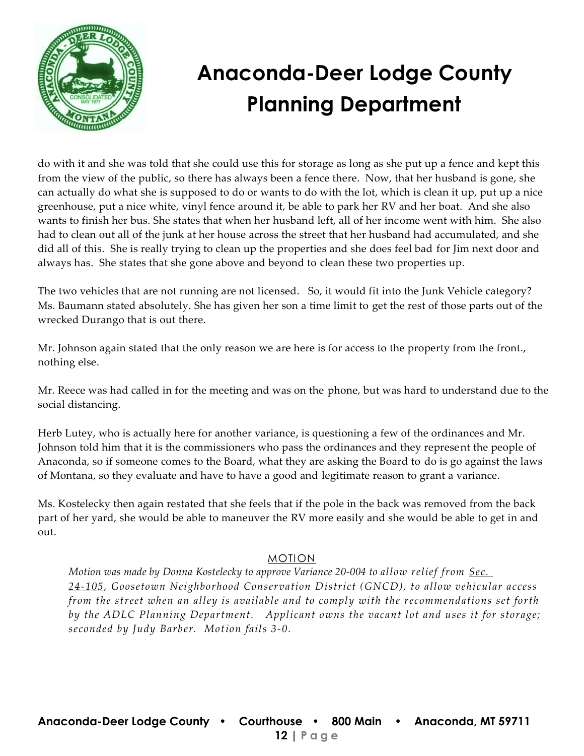do with it and she was told that she could use this for storage as long as she put up a fence and kept this from the view of the public, so there has always been a fence there. Now, that her husband is gone, she can actually do what she is supposed to do or wants to do with the lot, which is clean it up, put up a nice greenhouse, put a nice white, vinyl fence around it, be able to park her RV and her boat. And she also wants to finish her bus. She states that when her husband left, all of her income went with him. She also had to clean out all of the junk at her house across the street that her husband had accumulated, and she did all of this. She is really trying to clean up the properties and she does feel bad for Jim next door and always has. She states that she gone above and beyond to clean these two properties up.

The two vehicles that are not running are not licensed. So, it would fit into the Junk Vehicle category? Ms. Baumann stated absolutely. She has given her son a time limit to get the rest of those parts out of the wrecked Durango that is out there.

Mr. Johnson again stated that the only reason we are here is for access to the property from the front., nothing else.

Mr. Reece was had called in for the meeting and was on the phone, but was hard to understand due to the social distancing.

Herb Lutey, who is actually here for another variance, is questioning a few of the ordinances and Mr. Johnson told him that it is the commissioners who pass the ordinances and they represent the people of Anaconda, so if someone comes to the Board, what they are asking the Board to do is go against the laws of Montana, so they evaluate and have to have a good and legitimate reason to grant a variance.

Ms. Kostelecky then again restated that she feels that if the pole in the back was removed from the back part of her yard, she would be able to maneuver the RV more easily and she would be able to get in and out.

<u>MOTION</u>

*Motion was made by Donna Kostelecky to approve Variance 20-004 to allow relief from <u>Sec. 24-105</u>, Goosetown Neighborhood Conservation District (GNCD), to allow vehicular access from the street when an alley is available and to comply with the recommendations set forth by the ADLC Planning Department. Applicant owns the vacant lot and uses it for storage; seconded by Judy Barber. Motion fails 3-0.*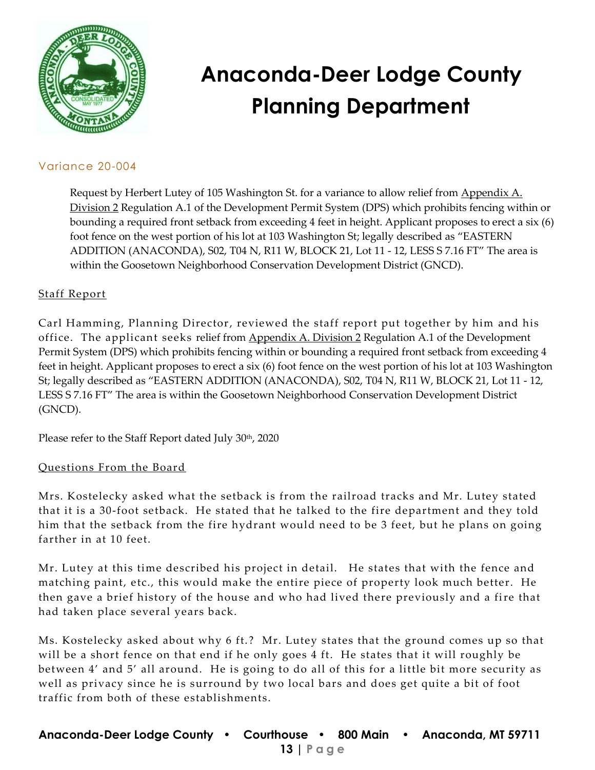# Anaconda-Deer Lodge County Planning Department

## Variance 20-004

Request by Herbert Lutey of 105 Washington St. for a variance to allow relief from Appendix A. Division 2 Regulation A.1 of the Development Permit System (DPS) which prohibits fencing within or bounding a required front setback from exceeding 4 feet in height. Applicant proposes to erect a six (6) foot fence on the west portion of his lot at 103 Washington St; legally described as "EASTERN ADDITION (ANACONDA), S02, T04 N, R11 W, BLOCK 21, Lot 11 - 12, LESS S 7.16 FT" The area is within the Goosetown Neighborhood Conservation Development District (GNCD).

### Staff Report

Carl Hamming, Planning Director, reviewed the staff report put together by him and his office. The applicant seeks relief from Appendix A. Division 2 Regulation A.1 of the Development Permit System (DPS) which prohibits fencing within or bounding a required front setback from exceeding 4 feet in height. Applicant proposes to erect a six (6) foot fence on the west portion of his lot at 103 Washington St; legally described as "EASTERN ADDITION (ANACONDA), S02, T04 N, R11 W, BLOCK 21, Lot 11 - 12, LESS S 7.16 FT" The area is within the Goosetown Neighborhood Conservation Development District (GNCD).

Please refer to the Staff Report dated July 30th, 2020

### Questions From the Board

Mrs. Kostelecky asked what the setback is from the railroad tracks and Mr. Lutey stated that it is a 30-foot setback. He stated that he talked to the fire department and they told him that the setback from the fire hydrant would need to be 3 feet, but he plans on going farther in at 10 feet.

Mr. Lutey at this time described his project in detail. He states that with the fence and matching paint, etc., this would make the entire piece of property look much better. He then gave a brief history of the house and who had lived there previously and a fire that had taken place several years back.

Ms. Kostelecky asked about why 6 ft.? Mr. Lutey states that the ground comes up so that will be a short fence on that end if he only goes 4 ft. He states that it will roughly be between 4' and 5' all around. He is going to do all of this for a little bit more security as well as privacy since he is surround by two local bars and does get quite a bit of foot traffic from both of these establishments.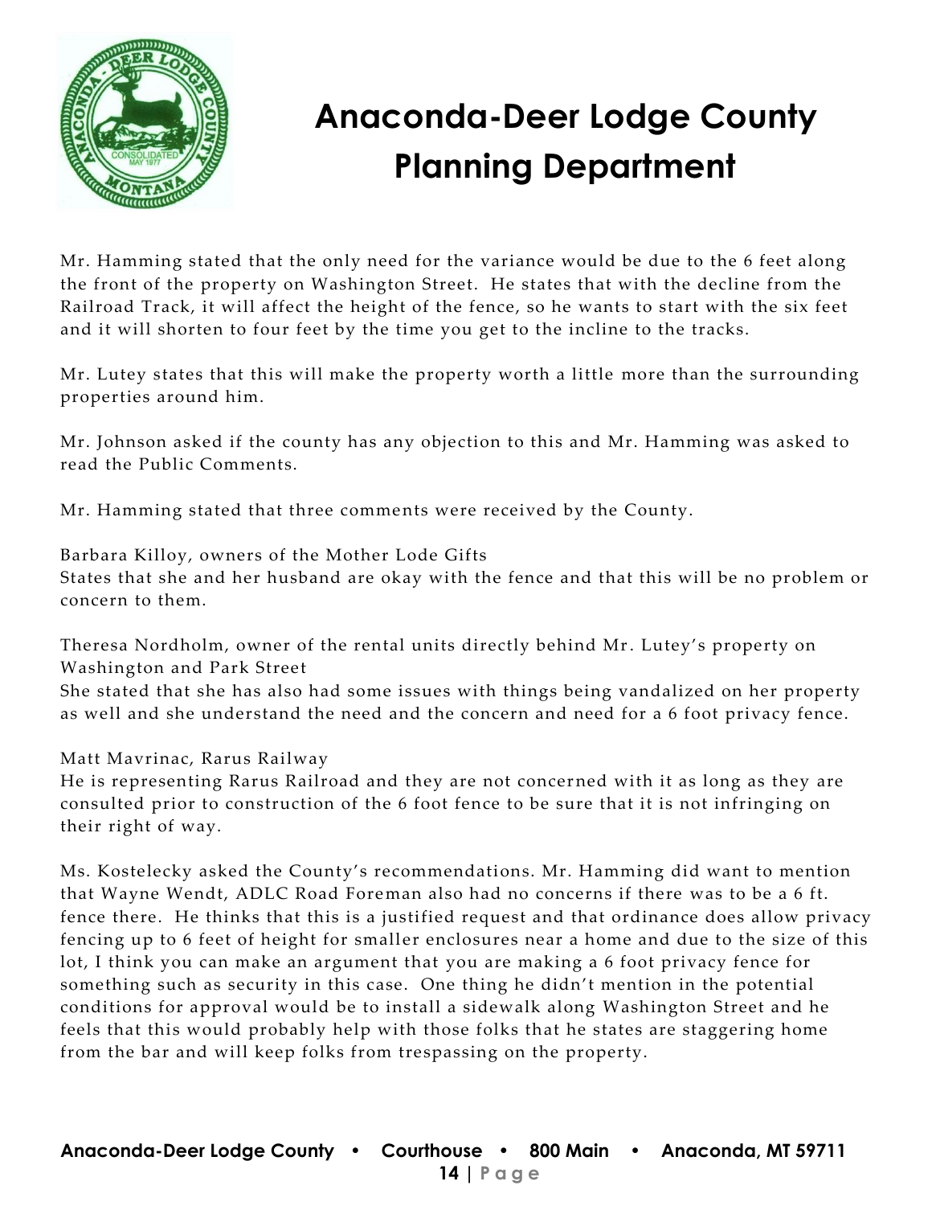Mr. Hamming stated that the only need for the variance would be due to the 6 feet along the front of the property on Washington Street. He states that with the decline from the Railroad Track, it will affect the height of the fence, so he wants to start with the six feet and it will shorten to four feet by the time you get to the incline to the tracks.

Mr. Lutey states that this will make the property worth a little more than the surrounding properties around him.

Mr. Johnson asked if the county has any objection to this and Mr. Hamming was asked to read the Public Comments.

Mr. Hamming stated that three comments were received by the County.

Barbara Killoy, owners of the Mother Lode Gifts
States that she and her husband are okay with the fence and that this will be no problem or concern to them.

Theresa Nordholm, owner of the rental units directly behind Mr. Lutey's property on Washington and Park Street
She stated that she has also had some issues with things being vandalized on her property as well and she understand the need and the concern and need for a 6 foot privacy fence.

Matt Mavrinac, Rarus Railway
He is representing Rarus Railroad and they are not concerned with it as long as they are consulted prior to construction of the 6 foot fence to be sure that it is not infringing on their right of way.

Ms. Kostelecky asked the County's recommendations. Mr. Hamming did want to mention that Wayne Wendt, ADLC Road Foreman also had no concerns if there was to be a 6 ft. fence there. He thinks that this is a justified request and that ordinance does allow privacy fencing up to 6 feet of height for smaller enclosures near a home and due to the size of this lot, I think you can make an argument that you are making a 6 foot privacy fence for something such as security in this case. One thing he didn't mention in the potential conditions for approval would be to install a sidewalk along Washington Street and he feels that this would probably help with those folks that he states are staggering home from the bar and will keep folks from trespassing on the property.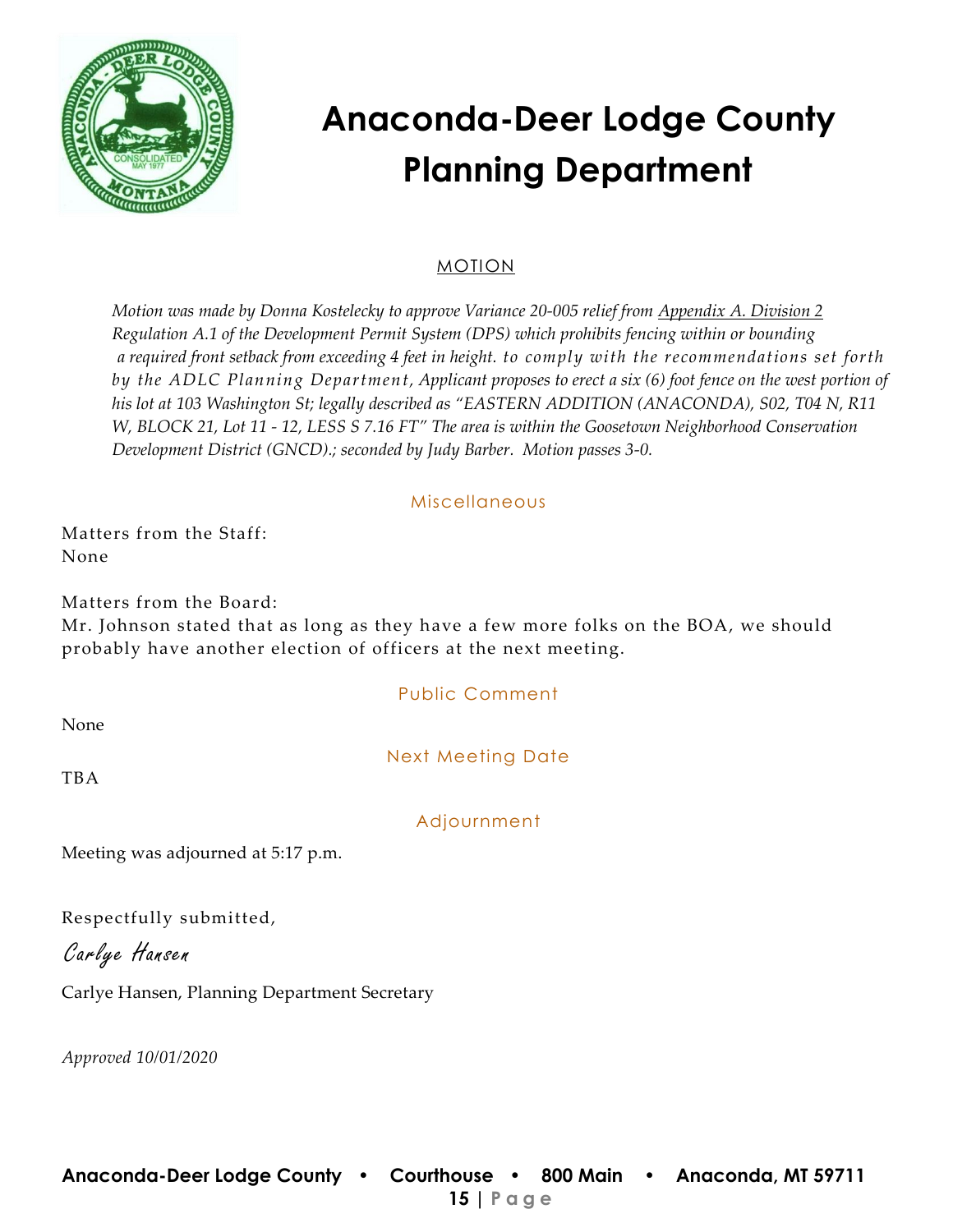# Anaconda-Deer Lodge County Planning Department

MOTION

*Motion was made by Donna Kostelecky to approve Variance 20-005 relief from Appendix A. Division 2 Regulation A.1 of the Development Permit System (DPS) which prohibits fencing within or bounding a required front setback from exceeding 4 feet in height. to comply with the recommendations set forth by the ADLC Planning Department, Applicant proposes to erect a six (6) foot fence on the west portion of his lot at 103 Washington St; legally described as "EASTERN ADDITION (ANACONDA), S02, T04 N, R11 W, BLOCK 21, Lot 11 - 12, LESS S 7.16 FT" The area is within the Goosetown Neighborhood Conservation Development District (GNCD).; seconded by Judy Barber. Motion passes 3-0.*

## Miscellaneous

Matters from the Staff:
None

Matters from the Board:
Mr. Johnson stated that as long as they have a few more folks on the BOA, we should probably have another election of officers at the next meeting.

## Public Comment

None

## Next Meeting Date

TBA

## Adjournment

Meeting was adjourned at 5:17 p.m.

Respectfully submitted,

*Carlye Hansen*

Carlye Hansen, Planning Department Secretary

*Approved 10/01/2020*